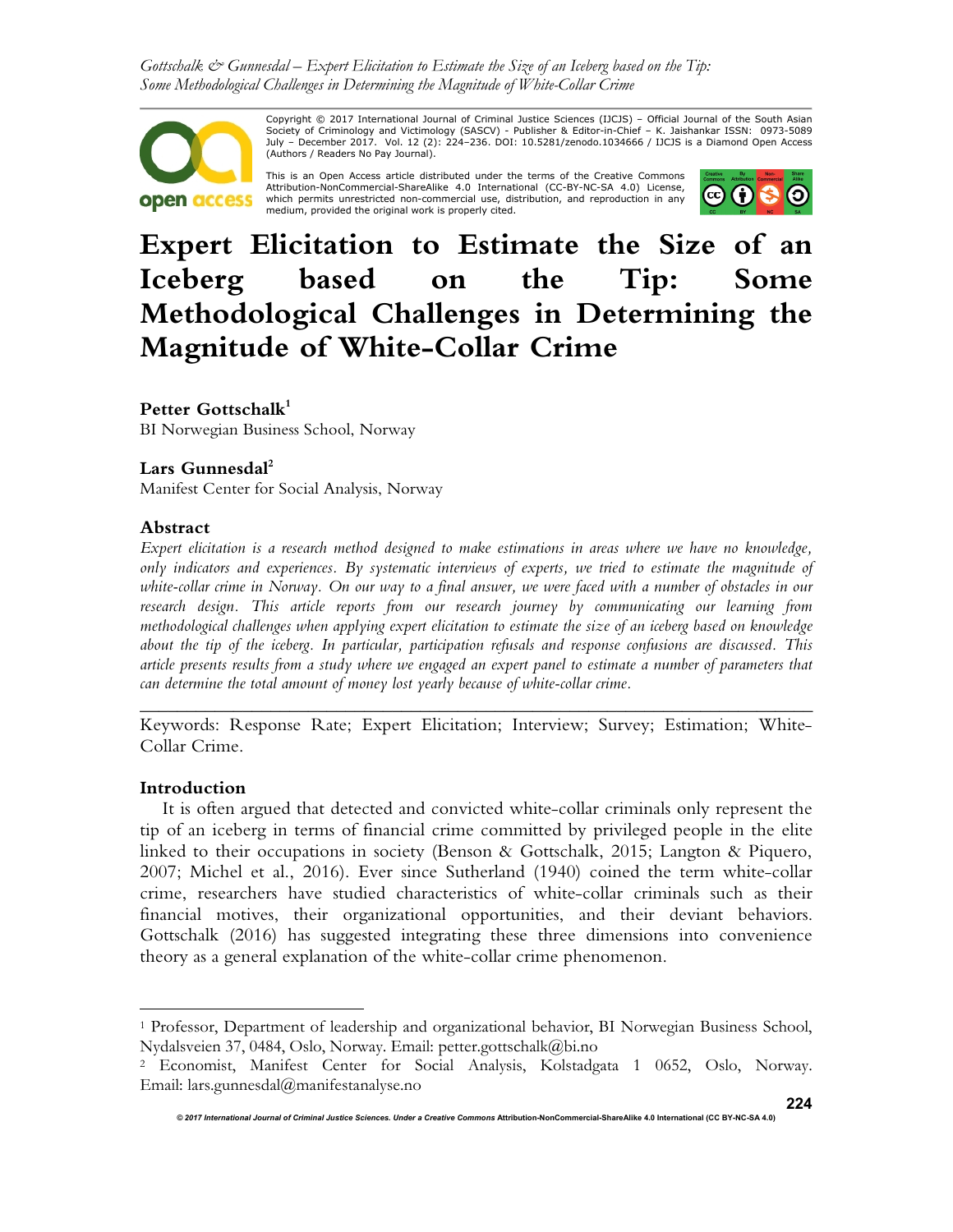Copyright © 2017 International Journal of Criminal Justice Sciences (IJCJS) – Official Journal of the South Asian Society of Criminology and Victimology (SASCV) - Publisher & Editor-in-Chief – K. Jaishankar ISSN: 0973-5089 July – December 2017. Vol. 12 (2): 224–236. DOI: 10.5281/zenodo.1034666 / IJCJS is a Diamond Open Access (Authors / Readers No Pay Journal).

This is an Open Access article distributed under the terms of the Creative Commons Attribution-NonCommercial-ShareAlike 4.0 International (CC-BY-NC-SA 4.0) License, which permits unrestricted non-commercial use, distribution, and reproduction in any medium, provided the original work is properly cited.

# Expert Elicitation to Estimate the Size of an Iceberg based on the Tip: Some Methodological Challenges in Determining the Magnitude of White-Collar Crime

**Petter Gottschalk**[1]
BI Norwegian Business School, Norway

**Lars Gunnesdal**[2]
Manifest Center for Social Analysis, Norway

## Abstract

*Expert elicitation is a research method designed to make estimations in areas where we have no knowledge, only indicators and experiences. By systematic interviews of experts, we tried to estimate the magnitude of white-collar crime in Norway. On our way to a final answer, we were faced with a number of obstacles in our research design. This article reports from our research journey by communicating our learning from methodological challenges when applying expert elicitation to estimate the size of an iceberg based on knowledge about the tip of the iceberg. In particular, participation refusals and response confusions are discussed. This article presents results from a study where we engaged an expert panel to estimate a number of parameters that can determine the total amount of money lost yearly because of white-collar crime.*

---

Keywords: Response Rate; Expert Elicitation; Interview; Survey; Estimation; White-Collar Crime.

## Introduction

It is often argued that detected and convicted white-collar criminals only represent the tip of an iceberg in terms of financial crime committed by privileged people in the elite linked to their occupations in society (Benson & Gottschalk, 2015; Langton & Piquero, 2007; Michel et al., 2016). Ever since Sutherland (1940) coined the term white-collar crime, researchers have studied characteristics of white-collar criminals such as their financial motives, their organizational opportunities, and their deviant behaviors. Gottschalk (2016) has suggested integrating these three dimensions into convenience theory as a general explanation of the white-collar crime phenomenon.

---

[1] Professor, Department of leadership and organizational behavior, BI Norwegian Business School, Nydalsveien 37, 0484, Oslo, Norway. Email: petter.gottschalk@bi.no

[2] Economist, Manifest Center for Social Analysis, Kolstadgata 1 0652, Oslo, Norway. Email: lars.gunnesdal@manifestanalyse.no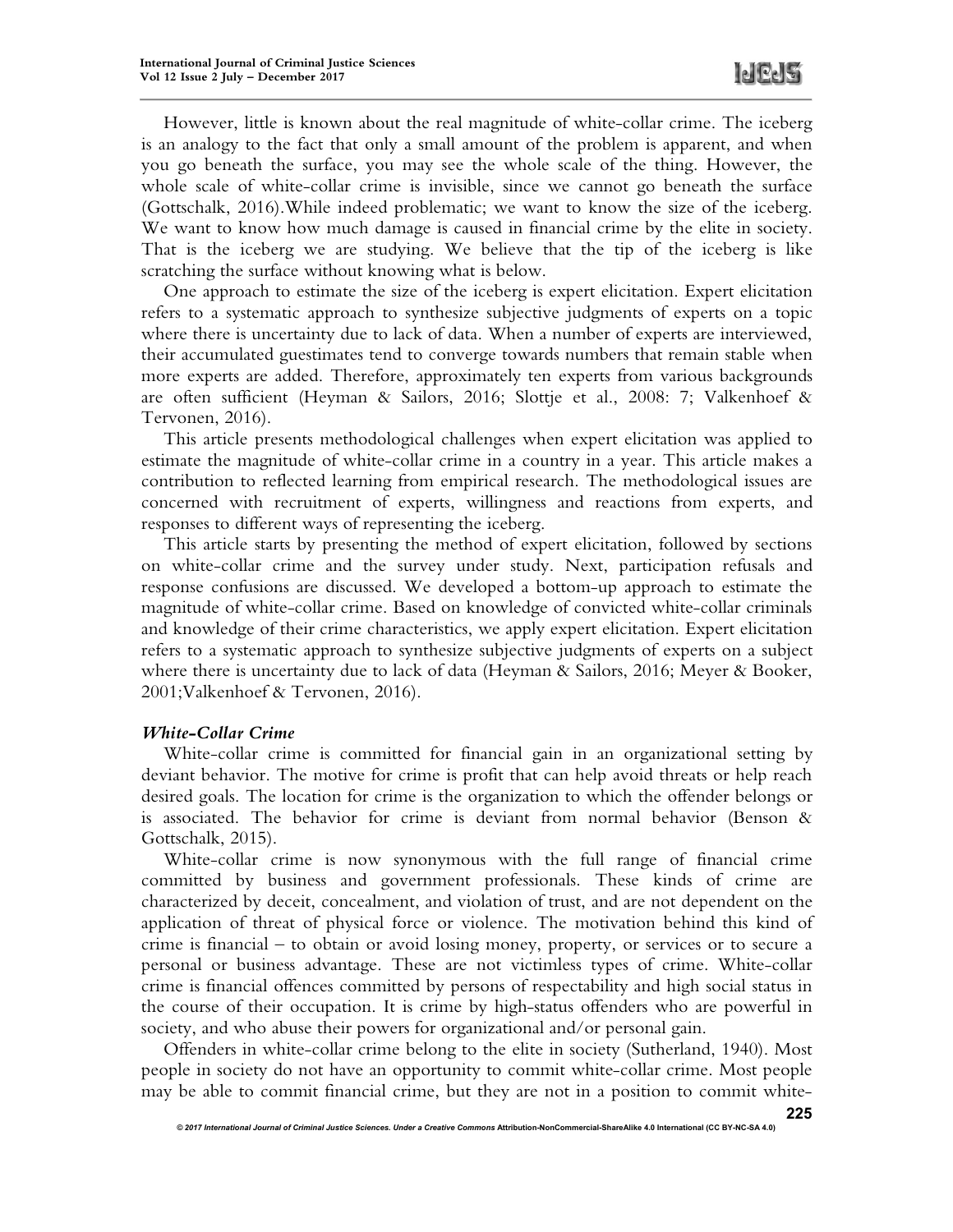However, little is known about the real magnitude of white-collar crime. The iceberg is an analogy to the fact that only a small amount of the problem is apparent, and when you go beneath the surface, you may see the whole scale of the thing. However, the whole scale of white-collar crime is invisible, since we cannot go beneath the surface (Gottschalk, 2016).While indeed problematic; we want to know the size of the iceberg. We want to know how much damage is caused in financial crime by the elite in society. That is the iceberg we are studying. We believe that the tip of the iceberg is like scratching the surface without knowing what is below.

One approach to estimate the size of the iceberg is expert elicitation. Expert elicitation refers to a systematic approach to synthesize subjective judgments of experts on a topic where there is uncertainty due to lack of data. When a number of experts are interviewed, their accumulated guestimates tend to converge towards numbers that remain stable when more experts are added. Therefore, approximately ten experts from various backgrounds are often sufficient (Heyman & Sailors, 2016; Slottje et al., 2008: 7; Valkenhoef & Tervonen, 2016).

This article presents methodological challenges when expert elicitation was applied to estimate the magnitude of white-collar crime in a country in a year. This article makes a contribution to reflected learning from empirical research. The methodological issues are concerned with recruitment of experts, willingness and reactions from experts, and responses to different ways of representing the iceberg.

This article starts by presenting the method of expert elicitation, followed by sections on white-collar crime and the survey under study. Next, participation refusals and response confusions are discussed. We developed a bottom-up approach to estimate the magnitude of white-collar crime. Based on knowledge of convicted white-collar criminals and knowledge of their crime characteristics, we apply expert elicitation. Expert elicitation refers to a systematic approach to synthesize subjective judgments of experts on a subject where there is uncertainty due to lack of data (Heyman & Sailors, 2016; Meyer & Booker, 2001;Valkenhoef & Tervonen, 2016).

### *White-Collar Crime*

White-collar crime is committed for financial gain in an organizational setting by deviant behavior. The motive for crime is profit that can help avoid threats or help reach desired goals. The location for crime is the organization to which the offender belongs or is associated. The behavior for crime is deviant from normal behavior (Benson & Gottschalk, 2015).

White-collar crime is now synonymous with the full range of financial crime committed by business and government professionals. These kinds of crime are characterized by deceit, concealment, and violation of trust, and are not dependent on the application of threat of physical force or violence. The motivation behind this kind of crime is financial – to obtain or avoid losing money, property, or services or to secure a personal or business advantage. These are not victimless types of crime. White-collar crime is financial offences committed by persons of respectability and high social status in the course of their occupation. It is crime by high-status offenders who are powerful in society, and who abuse their powers for organizational and/or personal gain.

Offenders in white-collar crime belong to the elite in society (Sutherland, 1940). Most people in society do not have an opportunity to commit white-collar crime. Most people may be able to commit financial crime, but they are not in a position to commit white-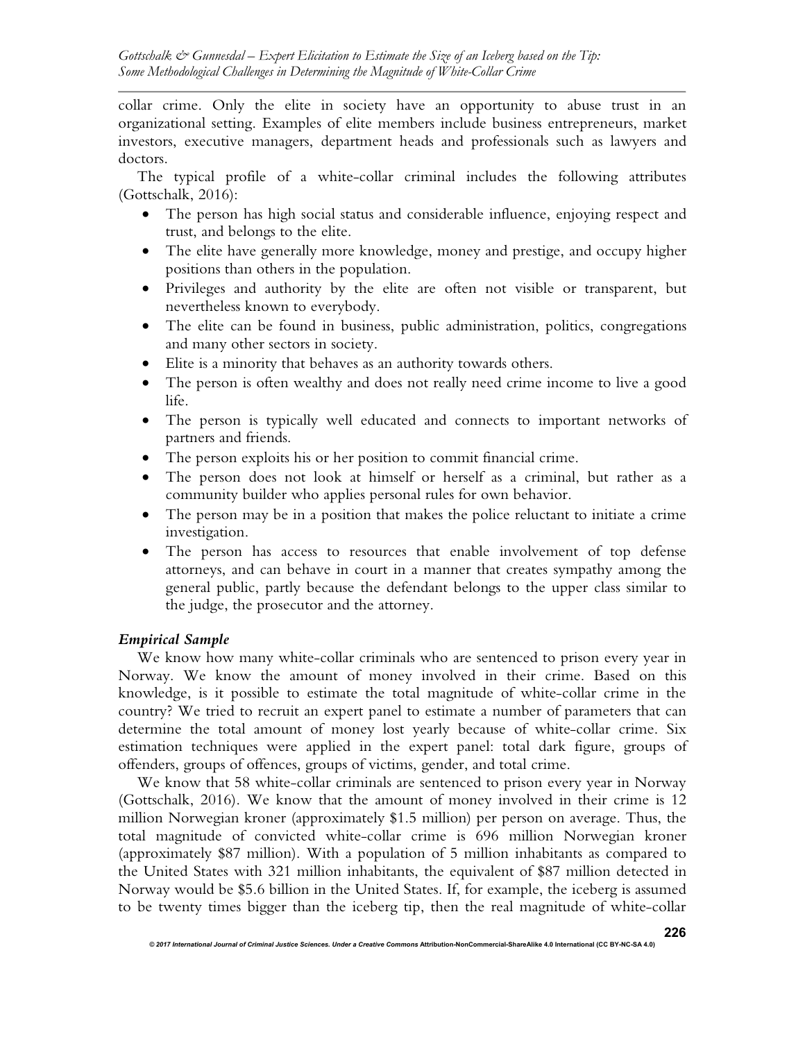collar crime. Only the elite in society have an opportunity to abuse trust in an organizational setting. Examples of elite members include business entrepreneurs, market investors, executive managers, department heads and professionals such as lawyers and doctors.

The typical profile of a white-collar criminal includes the following attributes (Gottschalk, 2016):

- The person has high social status and considerable influence, enjoying respect and trust, and belongs to the elite.
- The elite have generally more knowledge, money and prestige, and occupy higher positions than others in the population.
- Privileges and authority by the elite are often not visible or transparent, but nevertheless known to everybody.
- The elite can be found in business, public administration, politics, congregations and many other sectors in society.
- Elite is a minority that behaves as an authority towards others.
- The person is often wealthy and does not really need crime income to live a good life.
- The person is typically well educated and connects to important networks of partners and friends.
- The person exploits his or her position to commit financial crime.
- The person does not look at himself or herself as a criminal, but rather as a community builder who applies personal rules for own behavior.
- The person may be in a position that makes the police reluctant to initiate a crime investigation.
- The person has access to resources that enable involvement of top defense attorneys, and can behave in court in a manner that creates sympathy among the general public, partly because the defendant belongs to the upper class similar to the judge, the prosecutor and the attorney.

### *Empirical Sample*

We know how many white-collar criminals who are sentenced to prison every year in Norway. We know the amount of money involved in their crime. Based on this knowledge, is it possible to estimate the total magnitude of white-collar crime in the country? We tried to recruit an expert panel to estimate a number of parameters that can determine the total amount of money lost yearly because of white-collar crime. Six estimation techniques were applied in the expert panel: total dark figure, groups of offenders, groups of offences, groups of victims, gender, and total crime.

We know that 58 white-collar criminals are sentenced to prison every year in Norway (Gottschalk, 2016). We know that the amount of money involved in their crime is 12 million Norwegian kroner (approximately $1.5 million) per person on average. Thus, the total magnitude of convicted white-collar crime is 696 million Norwegian kroner (approximately $87 million). With a population of 5 million inhabitants as compared to the United States with 321 million inhabitants, the equivalent of $87 million detected in Norway would be $5.6 billion in the United States. If, for example, the iceberg is assumed to be twenty times bigger than the iceberg tip, then the real magnitude of white-collar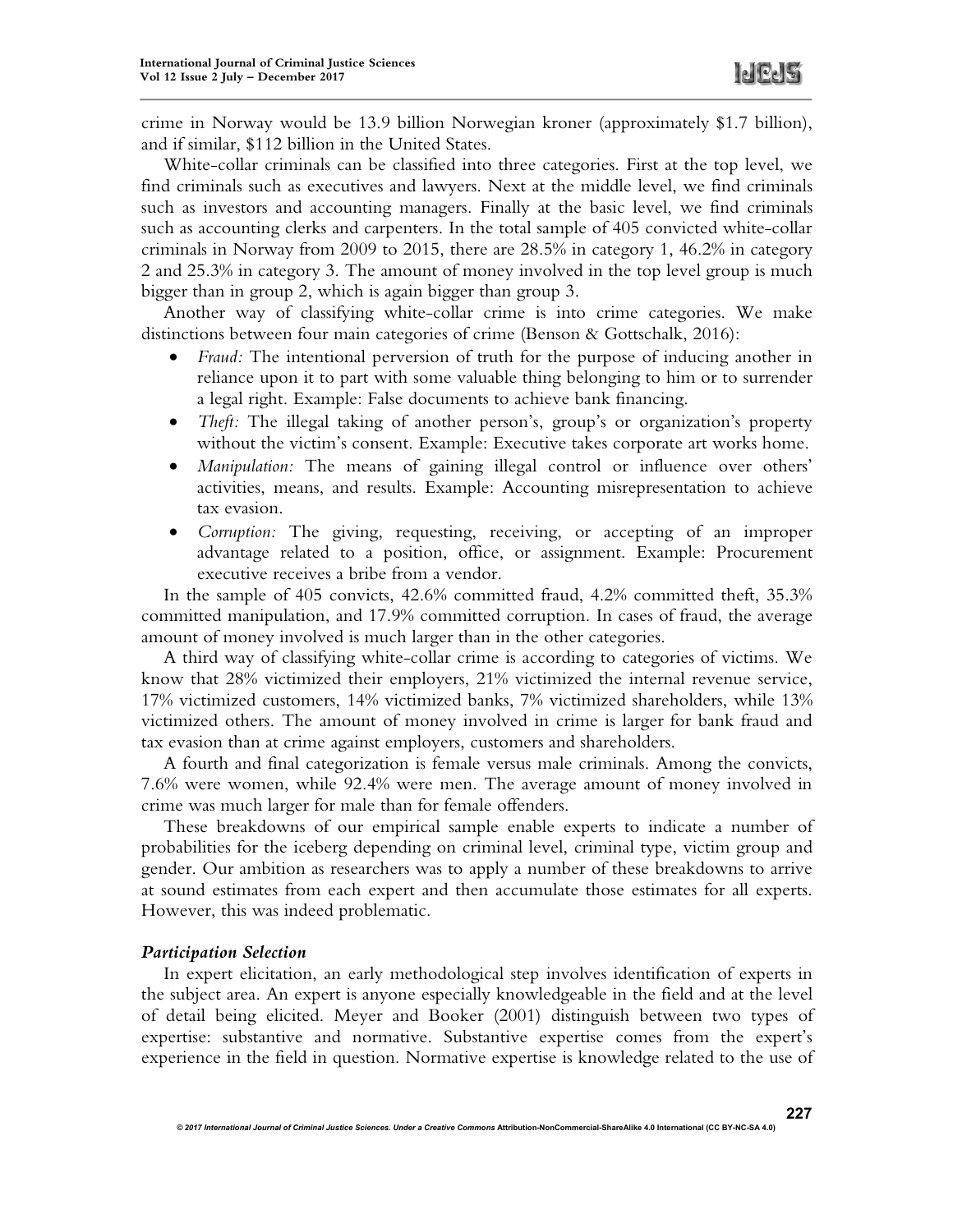crime in Norway would be 13.9 billion Norwegian kroner (approximately $1.7 billion), and if similar, $112 billion in the United States.

White-collar criminals can be classified into three categories. First at the top level, we find criminals such as executives and lawyers. Next at the middle level, we find criminals such as investors and accounting managers. Finally at the basic level, we find criminals such as accounting clerks and carpenters. In the total sample of 405 convicted white-collar criminals in Norway from 2009 to 2015, there are 28.5% in category 1, 46.2% in category 2 and 25.3% in category 3. The amount of money involved in the top level group is much bigger than in group 2, which is again bigger than group 3.

Another way of classifying white-collar crime is into crime categories. We make distinctions between four main categories of crime (Benson & Gottschalk, 2016):

- *Fraud:* The intentional perversion of truth for the purpose of inducing another in reliance upon it to part with some valuable thing belonging to him or to surrender a legal right. Example: False documents to achieve bank financing.
- *Theft:* The illegal taking of another person's, group's or organization's property without the victim's consent. Example: Executive takes corporate art works home.
- *Manipulation:* The means of gaining illegal control or influence over others' activities, means, and results. Example: Accounting misrepresentation to achieve tax evasion.
- *Corruption:* The giving, requesting, receiving, or accepting of an improper advantage related to a position, office, or assignment. Example: Procurement executive receives a bribe from a vendor.

In the sample of 405 convicts, 42.6% committed fraud, 4.2% committed theft, 35.3% committed manipulation, and 17.9% committed corruption. In cases of fraud, the average amount of money involved is much larger than in the other categories.

A third way of classifying white-collar crime is according to categories of victims. We know that 28% victimized their employers, 21% victimized the internal revenue service, 17% victimized customers, 14% victimized banks, 7% victimized shareholders, while 13% victimized others. The amount of money involved in crime is larger for bank fraud and tax evasion than at crime against employers, customers and shareholders.

A fourth and final categorization is female versus male criminals. Among the convicts, 7.6% were women, while 92.4% were men. The average amount of money involved in crime was much larger for male than for female offenders.

These breakdowns of our empirical sample enable experts to indicate a number of probabilities for the iceberg depending on criminal level, criminal type, victim group and gender. Our ambition as researchers was to apply a number of these breakdowns to arrive at sound estimates from each expert and then accumulate those estimates for all experts. However, this was indeed problematic.

### *Participation Selection*

In expert elicitation, an early methodological step involves identification of experts in the subject area. An expert is anyone especially knowledgeable in the field and at the level of detail being elicited. Meyer and Booker (2001) distinguish between two types of expertise: substantive and normative. Substantive expertise comes from the expert's experience in the field in question. Normative expertise is knowledge related to the use of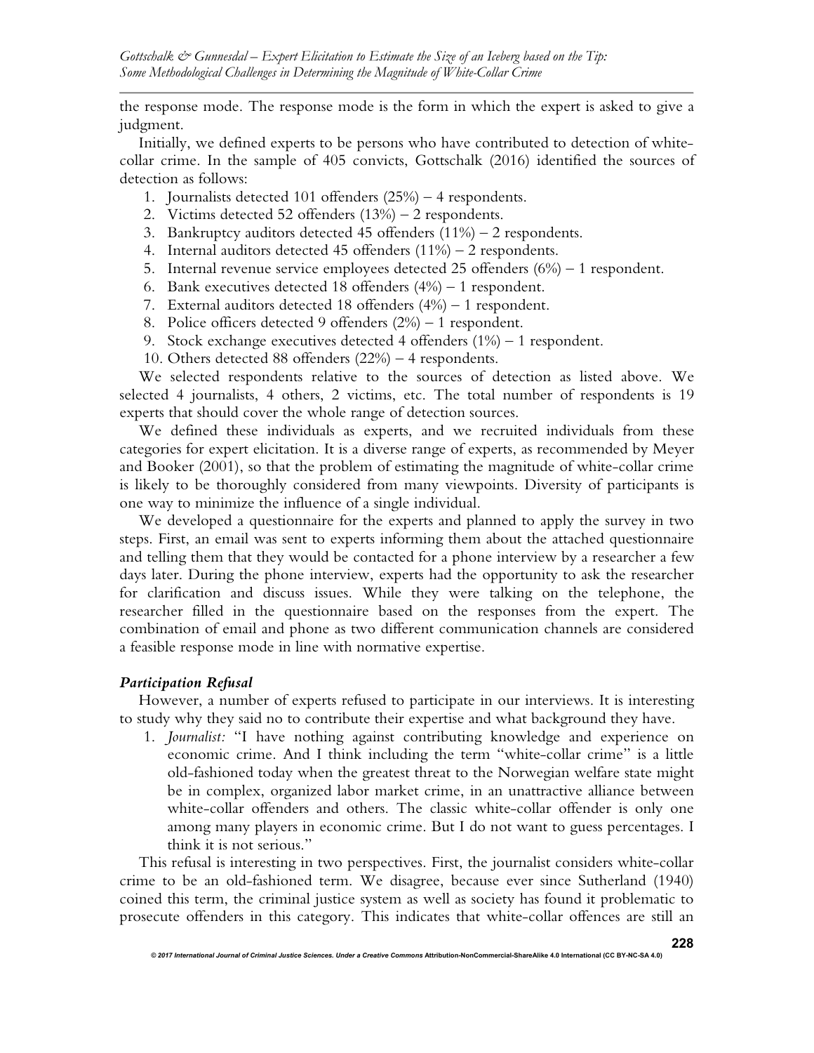the response mode. The response mode is the form in which the expert is asked to give a judgment.

Initially, we defined experts to be persons who have contributed to detection of white-collar crime. In the sample of 405 convicts, Gottschalk (2016) identified the sources of detection as follows:

1. Journalists detected 101 offenders (25%) – 4 respondents.
2. Victims detected 52 offenders (13%) – 2 respondents.
3. Bankruptcy auditors detected 45 offenders (11%) – 2 respondents.
4. Internal auditors detected 45 offenders (11%) – 2 respondents.
5. Internal revenue service employees detected 25 offenders (6%) – 1 respondent.
6. Bank executives detected 18 offenders (4%) – 1 respondent.
7. External auditors detected 18 offenders (4%) – 1 respondent.
8. Police officers detected 9 offenders (2%) – 1 respondent.
9. Stock exchange executives detected 4 offenders (1%) – 1 respondent.
10. Others detected 88 offenders (22%) – 4 respondents.

We selected respondents relative to the sources of detection as listed above. We selected 4 journalists, 4 others, 2 victims, etc. The total number of respondents is 19 experts that should cover the whole range of detection sources.

We defined these individuals as experts, and we recruited individuals from these categories for expert elicitation. It is a diverse range of experts, as recommended by Meyer and Booker (2001), so that the problem of estimating the magnitude of white-collar crime is likely to be thoroughly considered from many viewpoints. Diversity of participants is one way to minimize the influence of a single individual.

We developed a questionnaire for the experts and planned to apply the survey in two steps. First, an email was sent to experts informing them about the attached questionnaire and telling them that they would be contacted for a phone interview by a researcher a few days later. During the phone interview, experts had the opportunity to ask the researcher for clarification and discuss issues. While they were talking on the telephone, the researcher filled in the questionnaire based on the responses from the expert. The combination of email and phone as two different communication channels are considered a feasible response mode in line with normative expertise.

### *Participation Refusal*

However, a number of experts refused to participate in our interviews. It is interesting to study why they said no to contribute their expertise and what background they have.

1. *Journalist:* "I have nothing against contributing knowledge and experience on economic crime. And I think including the term "white-collar crime" is a little old-fashioned today when the greatest threat to the Norwegian welfare state might be in complex, organized labor market crime, in an unattractive alliance between white-collar offenders and others. The classic white-collar offender is only one among many players in economic crime. But I do not want to guess percentages. I think it is not serious."

This refusal is interesting in two perspectives. First, the journalist considers white-collar crime to be an old-fashioned term. We disagree, because ever since Sutherland (1940) coined this term, the criminal justice system as well as society has found it problematic to prosecute offenders in this category. This indicates that white-collar offences are still an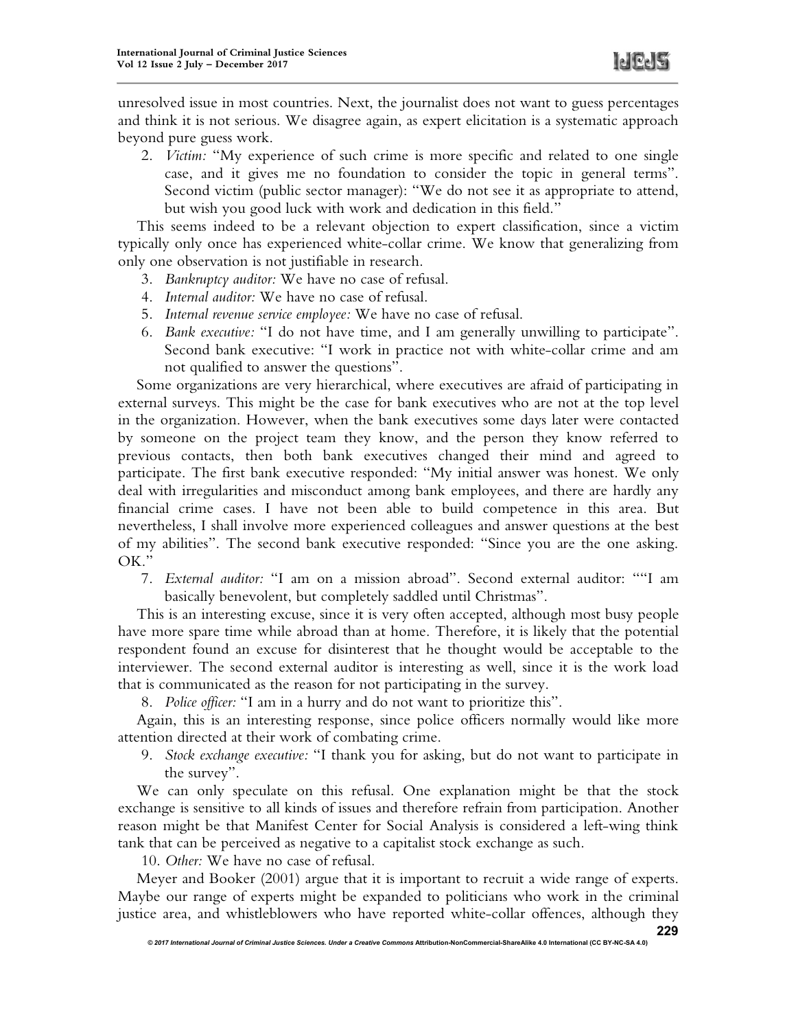unresolved issue in most countries. Next, the journalist does not want to guess percentages and think it is not serious. We disagree again, as expert elicitation is a systematic approach beyond pure guess work.

2. *Victim:* "My experience of such crime is more specific and related to one single case, and it gives me no foundation to consider the topic in general terms". Second victim (public sector manager): "We do not see it as appropriate to attend, but wish you good luck with work and dedication in this field."

This seems indeed to be a relevant objection to expert classification, since a victim typically only once has experienced white-collar crime. We know that generalizing from only one observation is not justifiable in research.

3. *Bankruptcy auditor:* We have no case of refusal.
4. *Internal auditor:* We have no case of refusal.
5. *Internal revenue service employee:* We have no case of refusal.
6. *Bank executive:* "I do not have time, and I am generally unwilling to participate". Second bank executive: "I work in practice not with white-collar crime and am not qualified to answer the questions".

Some organizations are very hierarchical, where executives are afraid of participating in external surveys. This might be the case for bank executives who are not at the top level in the organization. However, when the bank executives some days later were contacted by someone on the project team they know, and the person they know referred to previous contacts, then both bank executives changed their mind and agreed to participate. The first bank executive responded: "My initial answer was honest. We only deal with irregularities and misconduct among bank employees, and there are hardly any financial crime cases. I have not been able to build competence in this area. But nevertheless, I shall involve more experienced colleagues and answer questions at the best of my abilities". The second bank executive responded: "Since you are the one asking. OK."

7. *External auditor:* "I am on a mission abroad". Second external auditor: ""I am basically benevolent, but completely saddled until Christmas".

This is an interesting excuse, since it is very often accepted, although most busy people have more spare time while abroad than at home. Therefore, it is likely that the potential respondent found an excuse for disinterest that he thought would be acceptable to the interviewer. The second external auditor is interesting as well, since it is the work load that is communicated as the reason for not participating in the survey.

8. *Police officer:* "I am in a hurry and do not want to prioritize this".

Again, this is an interesting response, since police officers normally would like more attention directed at their work of combating crime.

9. *Stock exchange executive:* "I thank you for asking, but do not want to participate in the survey".

We can only speculate on this refusal. One explanation might be that the stock exchange is sensitive to all kinds of issues and therefore refrain from participation. Another reason might be that Manifest Center for Social Analysis is considered a left-wing think tank that can be perceived as negative to a capitalist stock exchange as such.

10. *Other:* We have no case of refusal.

Meyer and Booker (2001) argue that it is important to recruit a wide range of experts. Maybe our range of experts might be expanded to politicians who work in the criminal justice area, and whistleblowers who have reported white-collar offences, although they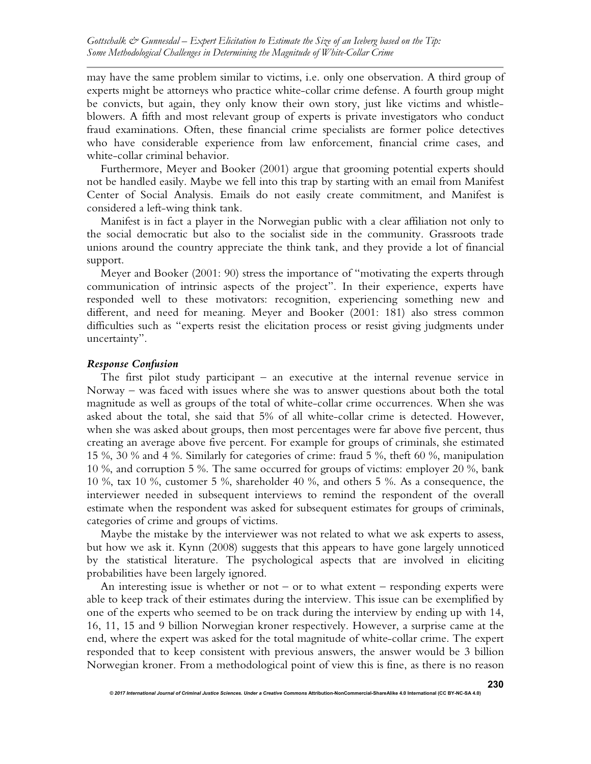may have the same problem similar to victims, i.e. only one observation. A third group of experts might be attorneys who practice white-collar crime defense. A fourth group might be convicts, but again, they only know their own story, just like victims and whistle-blowers. A fifth and most relevant group of experts is private investigators who conduct fraud examinations. Often, these financial crime specialists are former police detectives who have considerable experience from law enforcement, financial crime cases, and white-collar criminal behavior.

Furthermore, Meyer and Booker (2001) argue that grooming potential experts should not be handled easily. Maybe we fell into this trap by starting with an email from Manifest Center of Social Analysis. Emails do not easily create commitment, and Manifest is considered a left-wing think tank.

Manifest is in fact a player in the Norwegian public with a clear affiliation not only to the social democratic but also to the socialist side in the community. Grassroots trade unions around the country appreciate the think tank, and they provide a lot of financial support.

Meyer and Booker (2001: 90) stress the importance of "motivating the experts through communication of intrinsic aspects of the project". In their experience, experts have responded well to these motivators: recognition, experiencing something new and different, and need for meaning. Meyer and Booker (2001: 181) also stress common difficulties such as "experts resist the elicitation process or resist giving judgments under uncertainty".

### *Response Confusion*

The first pilot study participant – an executive at the internal revenue service in Norway – was faced with issues where she was to answer questions about both the total magnitude as well as groups of the total of white-collar crime occurrences. When she was asked about the total, she said that 5% of all white-collar crime is detected. However, when she was asked about groups, then most percentages were far above five percent, thus creating an average above five percent. For example for groups of criminals, she estimated 15 %, 30 % and 4 %. Similarly for categories of crime: fraud 5 %, theft 60 %, manipulation 10 %, and corruption 5 %. The same occurred for groups of victims: employer 20 %, bank 10 %, tax 10 %, customer 5 %, shareholder 40 %, and others 5 %. As a consequence, the interviewer needed in subsequent interviews to remind the respondent of the overall estimate when the respondent was asked for subsequent estimates for groups of criminals, categories of crime and groups of victims.

Maybe the mistake by the interviewer was not related to what we ask experts to assess, but how we ask it. Kynn (2008) suggests that this appears to have gone largely unnoticed by the statistical literature. The psychological aspects that are involved in eliciting probabilities have been largely ignored.

An interesting issue is whether or not – or to what extent – responding experts were able to keep track of their estimates during the interview. This issue can be exemplified by one of the experts who seemed to be on track during the interview by ending up with 14, 16, 11, 15 and 9 billion Norwegian kroner respectively. However, a surprise came at the end, where the expert was asked for the total magnitude of white-collar crime. The expert responded that to keep consistent with previous answers, the answer would be 3 billion Norwegian kroner. From a methodological point of view this is fine, as there is no reason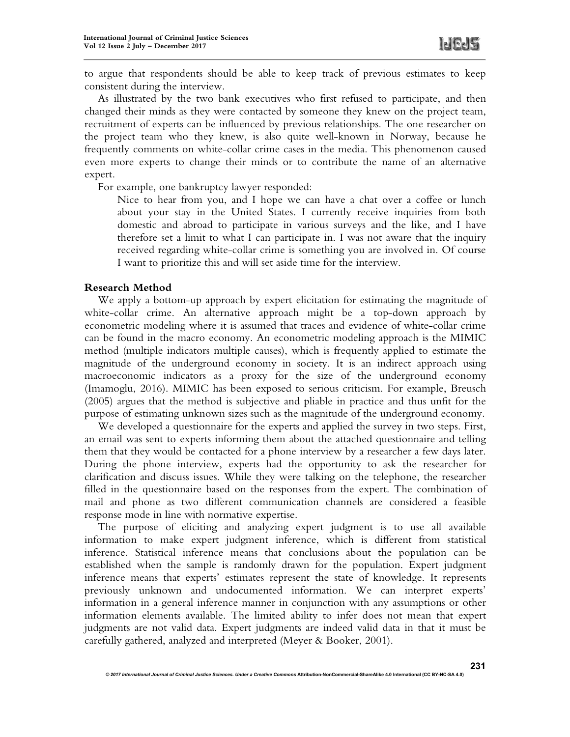to argue that respondents should be able to keep track of previous estimates to keep consistent during the interview.

As illustrated by the two bank executives who first refused to participate, and then changed their minds as they were contacted by someone they knew on the project team, recruitment of experts can be influenced by previous relationships. The one researcher on the project team who they knew, is also quite well-known in Norway, because he frequently comments on white-collar crime cases in the media. This phenomenon caused even more experts to change their minds or to contribute the name of an alternative expert.

For example, one bankruptcy lawyer responded:

> Nice to hear from you, and I hope we can have a chat over a coffee or lunch about your stay in the United States. I currently receive inquiries from both domestic and abroad to participate in various surveys and the like, and I have therefore set a limit to what I can participate in. I was not aware that the inquiry received regarding white-collar crime is something you are involved in. Of course I want to prioritize this and will set aside time for the interview.

## Research Method

We apply a bottom-up approach by expert elicitation for estimating the magnitude of white-collar crime. An alternative approach might be a top-down approach by econometric modeling where it is assumed that traces and evidence of white-collar crime can be found in the macro economy. An econometric modeling approach is the MIMIC method (multiple indicators multiple causes), which is frequently applied to estimate the magnitude of the underground economy in society. It is an indirect approach using macroeconomic indicators as a proxy for the size of the underground economy (Imamoglu, 2016). MIMIC has been exposed to serious criticism. For example, Breusch (2005) argues that the method is subjective and pliable in practice and thus unfit for the purpose of estimating unknown sizes such as the magnitude of the underground economy.

We developed a questionnaire for the experts and applied the survey in two steps. First, an email was sent to experts informing them about the attached questionnaire and telling them that they would be contacted for a phone interview by a researcher a few days later. During the phone interview, experts had the opportunity to ask the researcher for clarification and discuss issues. While they were talking on the telephone, the researcher filled in the questionnaire based on the responses from the expert. The combination of mail and phone as two different communication channels are considered a feasible response mode in line with normative expertise.

The purpose of eliciting and analyzing expert judgment is to use all available information to make expert judgment inference, which is different from statistical inference. Statistical inference means that conclusions about the population can be established when the sample is randomly drawn for the population. Expert judgment inference means that experts' estimates represent the state of knowledge. It represents previously unknown and undocumented information. We can interpret experts' information in a general inference manner in conjunction with any assumptions or other information elements available. The limited ability to infer does not mean that expert judgments are not valid data. Expert judgments are indeed valid data in that it must be carefully gathered, analyzed and interpreted (Meyer & Booker, 2001).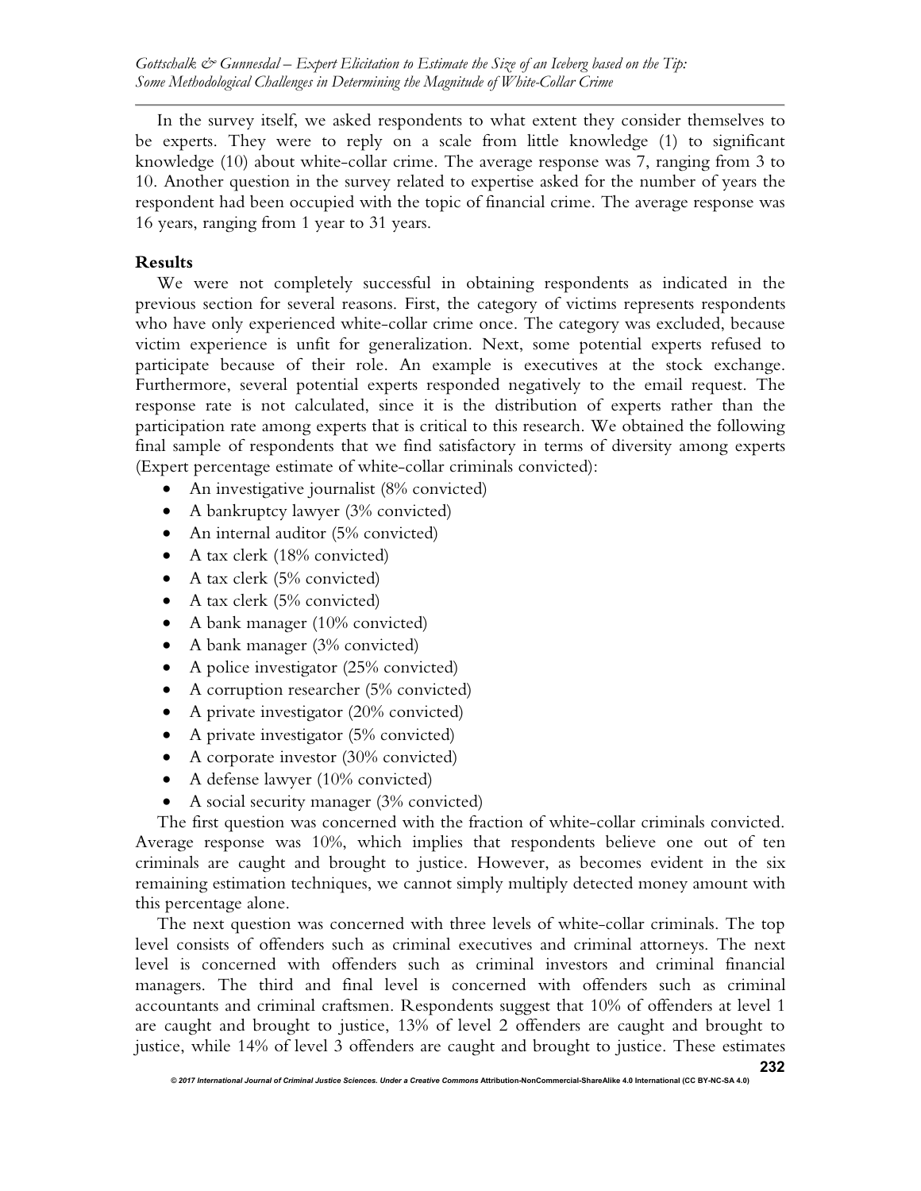In the survey itself, we asked respondents to what extent they consider themselves to be experts. They were to reply on a scale from little knowledge (1) to significant knowledge (10) about white-collar crime. The average response was 7, ranging from 3 to 10. Another question in the survey related to expertise asked for the number of years the respondent had been occupied with the topic of financial crime. The average response was 16 years, ranging from 1 year to 31 years.

## Results

We were not completely successful in obtaining respondents as indicated in the previous section for several reasons. First, the category of victims represents respondents who have only experienced white-collar crime once. The category was excluded, because victim experience is unfit for generalization. Next, some potential experts refused to participate because of their role. An example is executives at the stock exchange. Furthermore, several potential experts responded negatively to the email request. The response rate is not calculated, since it is the distribution of experts rather than the participation rate among experts that is critical to this research. We obtained the following final sample of respondents that we find satisfactory in terms of diversity among experts (Expert percentage estimate of white-collar criminals convicted):

- An investigative journalist (8% convicted)
- A bankruptcy lawyer (3% convicted)
- An internal auditor (5% convicted)
- A tax clerk (18% convicted)
- A tax clerk (5% convicted)
- A tax clerk (5% convicted)
- A bank manager (10% convicted)
- A bank manager (3% convicted)
- A police investigator (25% convicted)
- A corruption researcher (5% convicted)
- A private investigator (20% convicted)
- A private investigator (5% convicted)
- A corporate investor (30% convicted)
- A defense lawyer (10% convicted)
- A social security manager (3% convicted)

The first question was concerned with the fraction of white-collar criminals convicted. Average response was 10%, which implies that respondents believe one out of ten criminals are caught and brought to justice. However, as becomes evident in the six remaining estimation techniques, we cannot simply multiply detected money amount with this percentage alone.

The next question was concerned with three levels of white-collar criminals. The top level consists of offenders such as criminal executives and criminal attorneys. The next level is concerned with offenders such as criminal investors and criminal financial managers. The third and final level is concerned with offenders such as criminal accountants and criminal craftsmen. Respondents suggest that 10% of offenders at level 1 are caught and brought to justice, 13% of level 2 offenders are caught and brought to justice, while 14% of level 3 offenders are caught and brought to justice. These estimates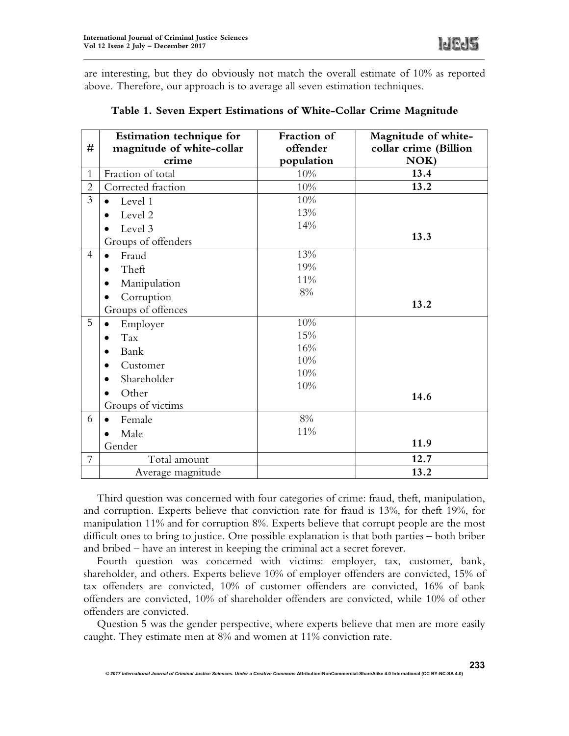are interesting, but they do obviously not match the overall estimate of 10% as reported above. Therefore, our approach is to average all seven estimation techniques.

**Table 1. Seven Expert Estimations of White-Collar Crime Magnitude**

| # | Estimation technique for magnitude of white-collar crime | Fraction of offender population | Magnitude of white-collar crime (Billion NOK) |
|---|---|---|---|
| 1 | Fraction of total | 10% | **13.4** |
| 2 | Corrected fraction | 10% | **13.2** |
| 3 | • Level 1<br>• Level 2<br>• Level 3<br>Groups of offenders | 10%<br>13%<br>14% | **13.3** |
| 4 | • Fraud<br>• Theft<br>• Manipulation<br>• Corruption<br>Groups of offences | 13%<br>19%<br>11%<br>8% | **13.2** |
| 5 | • Employer<br>• Tax<br>• Bank<br>• Customer<br>• Shareholder<br>• Other<br>Groups of victims | 10%<br>15%<br>16%<br>10%<br>10%<br>10% | **14.6** |
| 6 | • Female<br>• Male<br>Gender | 8%<br>11% | **11.9** |
| 7 | Total amount | | **12.7** |
| | Average magnitude | | **13.2** |

Third question was concerned with four categories of crime: fraud, theft, manipulation, and corruption. Experts believe that conviction rate for fraud is 13%, for theft 19%, for manipulation 11% and for corruption 8%. Experts believe that corrupt people are the most difficult ones to bring to justice. One possible explanation is that both parties – both briber and bribed – have an interest in keeping the criminal act a secret forever.

Fourth question was concerned with victims: employer, tax, customer, bank, shareholder, and others. Experts believe 10% of employer offenders are convicted, 15% of tax offenders are convicted, 10% of customer offenders are convicted, 16% of bank offenders are convicted, 10% of shareholder offenders are convicted, while 10% of other offenders are convicted.

Question 5 was the gender perspective, where experts believe that men are more easily caught. They estimate men at 8% and women at 11% conviction rate.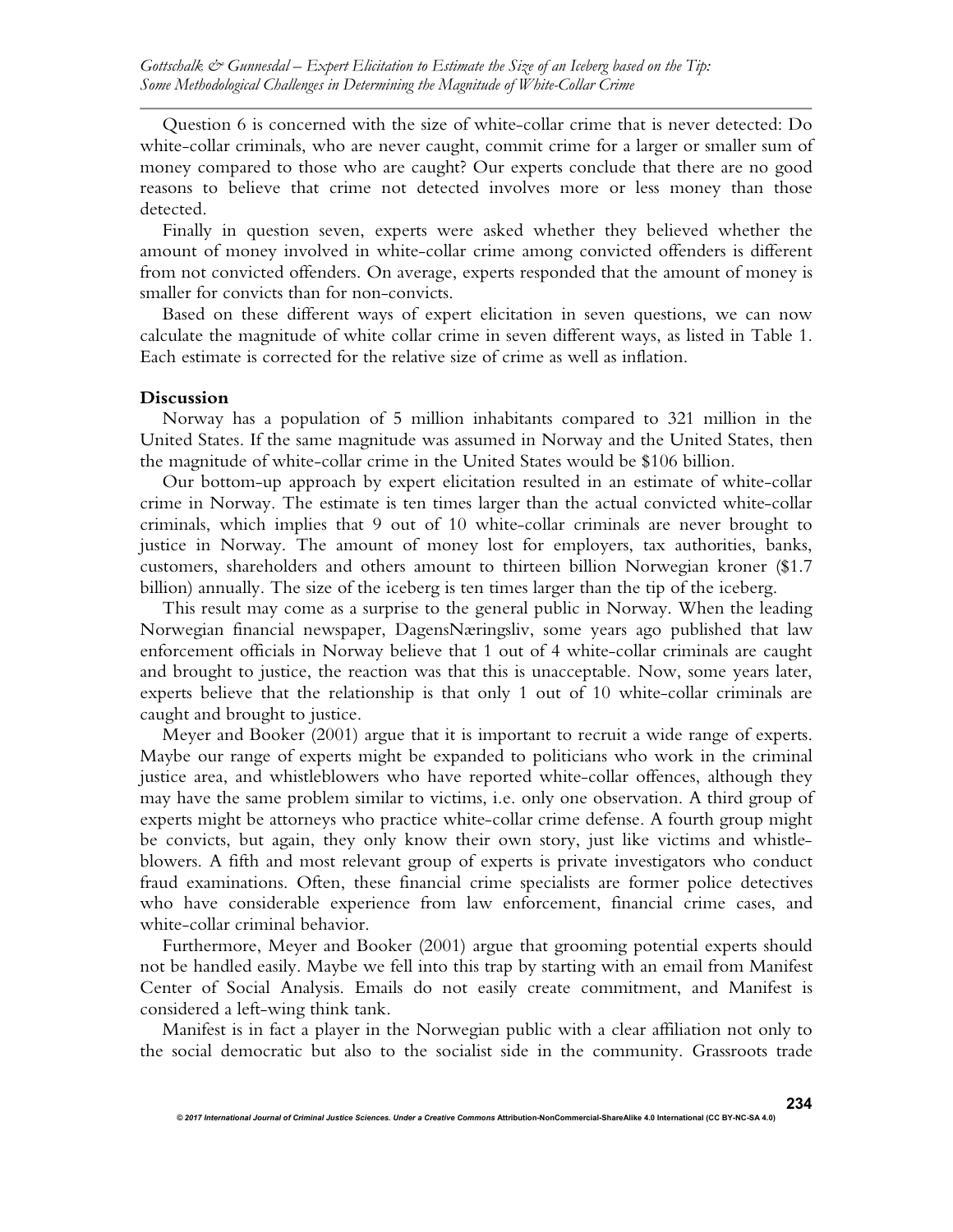Question 6 is concerned with the size of white-collar crime that is never detected: Do white-collar criminals, who are never caught, commit crime for a larger or smaller sum of money compared to those who are caught? Our experts conclude that there are no good reasons to believe that crime not detected involves more or less money than those detected.

Finally in question seven, experts were asked whether they believed whether the amount of money involved in white-collar crime among convicted offenders is different from not convicted offenders. On average, experts responded that the amount of money is smaller for convicts than for non-convicts.

Based on these different ways of expert elicitation in seven questions, we can now calculate the magnitude of white collar crime in seven different ways, as listed in Table 1. Each estimate is corrected for the relative size of crime as well as inflation.

## Discussion

Norway has a population of 5 million inhabitants compared to 321 million in the United States. If the same magnitude was assumed in Norway and the United States, then the magnitude of white-collar crime in the United States would be $106 billion.

Our bottom-up approach by expert elicitation resulted in an estimate of white-collar crime in Norway. The estimate is ten times larger than the actual convicted white-collar criminals, which implies that 9 out of 10 white-collar criminals are never brought to justice in Norway. The amount of money lost for employers, tax authorities, banks, customers, shareholders and others amount to thirteen billion Norwegian kroner ($1.7 billion) annually. The size of the iceberg is ten times larger than the tip of the iceberg.

This result may come as a surprise to the general public in Norway. When the leading Norwegian financial newspaper, DagensNæringsliv, some years ago published that law enforcement officials in Norway believe that 1 out of 4 white-collar criminals are caught and brought to justice, the reaction was that this is unacceptable. Now, some years later, experts believe that the relationship is that only 1 out of 10 white-collar criminals are caught and brought to justice.

Meyer and Booker (2001) argue that it is important to recruit a wide range of experts. Maybe our range of experts might be expanded to politicians who work in the criminal justice area, and whistleblowers who have reported white-collar offences, although they may have the same problem similar to victims, i.e. only one observation. A third group of experts might be attorneys who practice white-collar crime defense. A fourth group might be convicts, but again, they only know their own story, just like victims and whistle-blowers. A fifth and most relevant group of experts is private investigators who conduct fraud examinations. Often, these financial crime specialists are former police detectives who have considerable experience from law enforcement, financial crime cases, and white-collar criminal behavior.

Furthermore, Meyer and Booker (2001) argue that grooming potential experts should not be handled easily. Maybe we fell into this trap by starting with an email from Manifest Center of Social Analysis. Emails do not easily create commitment, and Manifest is considered a left-wing think tank.

Manifest is in fact a player in the Norwegian public with a clear affiliation not only to the social democratic but also to the socialist side in the community. Grassroots trade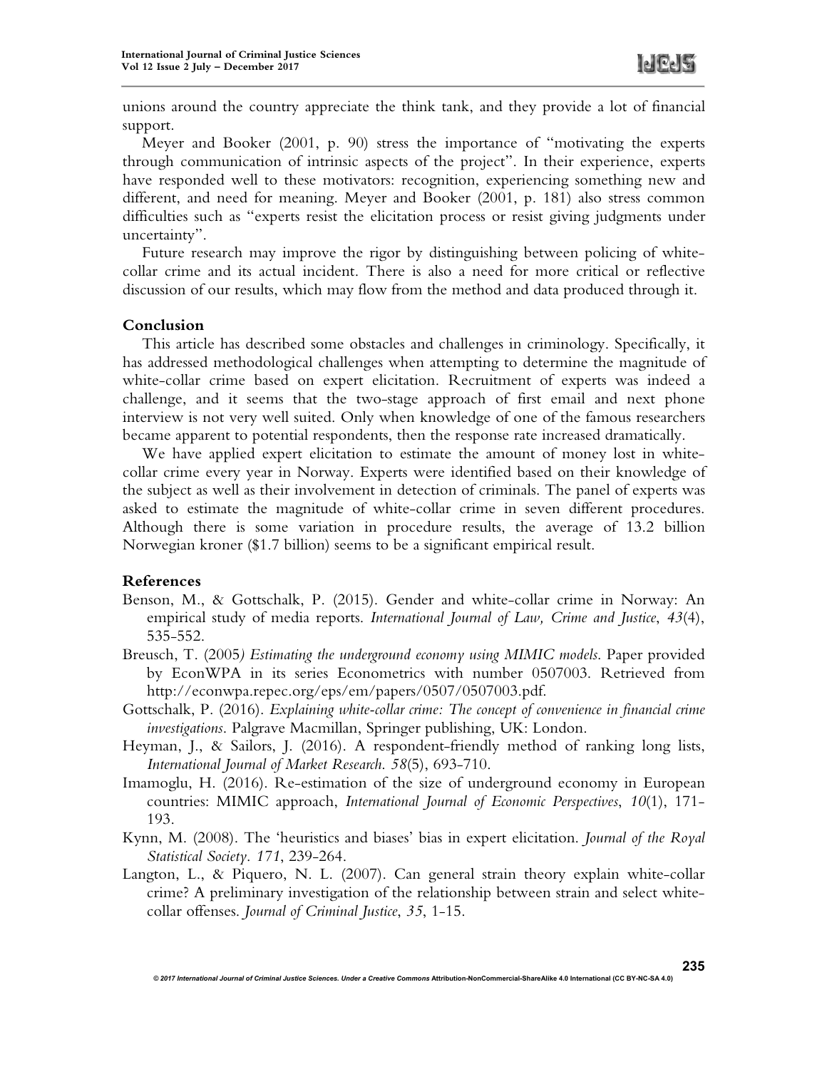unions around the country appreciate the think tank, and they provide a lot of financial support.

Meyer and Booker (2001, p. 90) stress the importance of "motivating the experts through communication of intrinsic aspects of the project". In their experience, experts have responded well to these motivators: recognition, experiencing something new and different, and need for meaning. Meyer and Booker (2001, p. 181) also stress common difficulties such as "experts resist the elicitation process or resist giving judgments under uncertainty".

Future research may improve the rigor by distinguishing between policing of white-collar crime and its actual incident. There is also a need for more critical or reflective discussion of our results, which may flow from the method and data produced through it.

## Conclusion

This article has described some obstacles and challenges in criminology. Specifically, it has addressed methodological challenges when attempting to determine the magnitude of white-collar crime based on expert elicitation. Recruitment of experts was indeed a challenge, and it seems that the two-stage approach of first email and next phone interview is not very well suited. Only when knowledge of one of the famous researchers became apparent to potential respondents, then the response rate increased dramatically.

We have applied expert elicitation to estimate the amount of money lost in white-collar crime every year in Norway. Experts were identified based on their knowledge of the subject as well as their involvement in detection of criminals. The panel of experts was asked to estimate the magnitude of white-collar crime in seven different procedures. Although there is some variation in procedure results, the average of 13.2 billion Norwegian kroner ($1.7 billion) seems to be a significant empirical result.

## References

Benson, M., & Gottschalk, P. (2015). Gender and white-collar crime in Norway: An empirical study of media reports. *International Journal of Law, Crime and Justice*, *43*(4), 535-552.

Breusch, T. (2005*) Estimating the underground economy using MIMIC models.* Paper provided by EconWPA in its series Econometrics with number 0507003. Retrieved from http://econwpa.repec.org/eps/em/papers/0507/0507003.pdf.

Gottschalk, P. (2016). *Explaining white-collar crime: The concept of convenience in financial crime investigations*. Palgrave Macmillan, Springer publishing, UK: London.

Heyman, J., & Sailors, J. (2016). A respondent-friendly method of ranking long lists, *International Journal of Market Research*. *58*(5), 693-710.

Imamoglu, H. (2016). Re-estimation of the size of underground economy in European countries: MIMIC approach, *International Journal of Economic Perspectives*, *10*(1), 171-193.

Kynn, M. (2008). The 'heuristics and biases' bias in expert elicitation. *Journal of the Royal Statistical Society*. *171*, 239-264.

Langton, L., & Piquero, N. L. (2007). Can general strain theory explain white-collar crime? A preliminary investigation of the relationship between strain and select white-collar offenses. *Journal of Criminal Justice*, *35*, 1-15.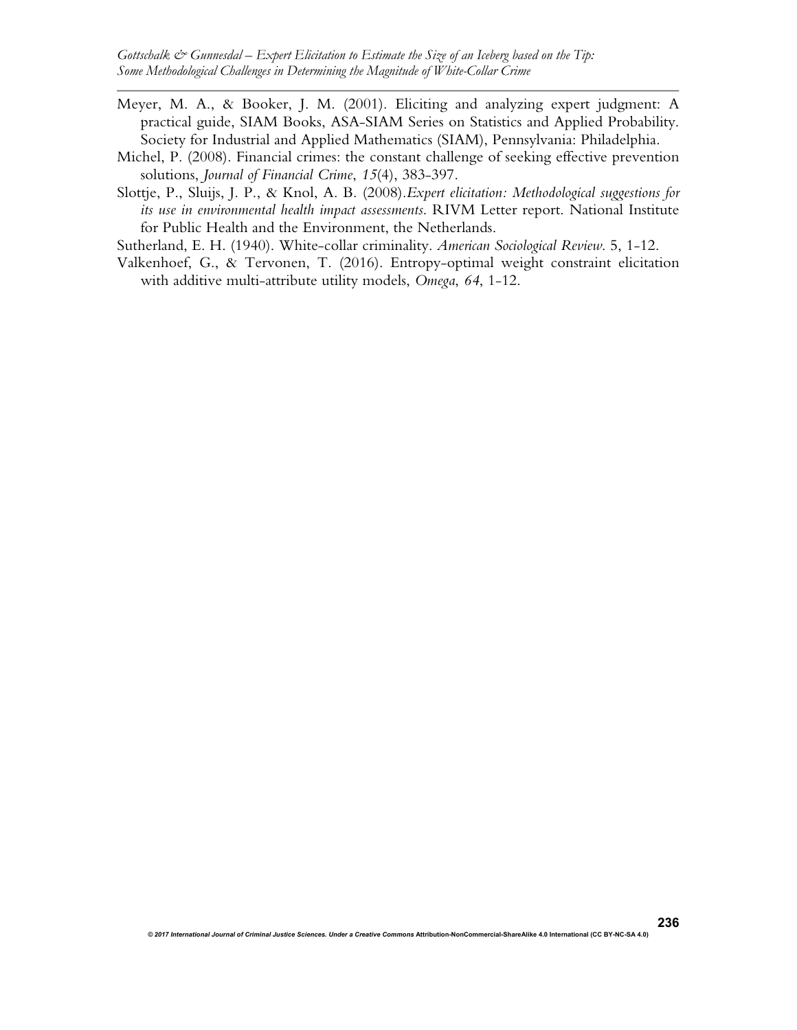Meyer, M. A., & Booker, J. M. (2001). Eliciting and analyzing expert judgment: A practical guide, SIAM Books, ASA-SIAM Series on Statistics and Applied Probability. Society for Industrial and Applied Mathematics (SIAM), Pennsylvania: Philadelphia.

Michel, P. (2008). Financial crimes: the constant challenge of seeking effective prevention solutions, *Journal of Financial Crime*, *15*(4), 383-397.

Slottje, P., Sluijs, J. P., & Knol, A. B. (2008).*Expert elicitation: Methodological suggestions for its use in environmental health impact assessments*. RIVM Letter report. National Institute for Public Health and the Environment, the Netherlands.

Sutherland, E. H. (1940). White-collar criminality. *American Sociological Review*. 5, 1-12.

Valkenhoef, G., & Tervonen, T. (2016). Entropy-optimal weight constraint elicitation with additive multi-attribute utility models, *Omega*, *64*, 1-12.